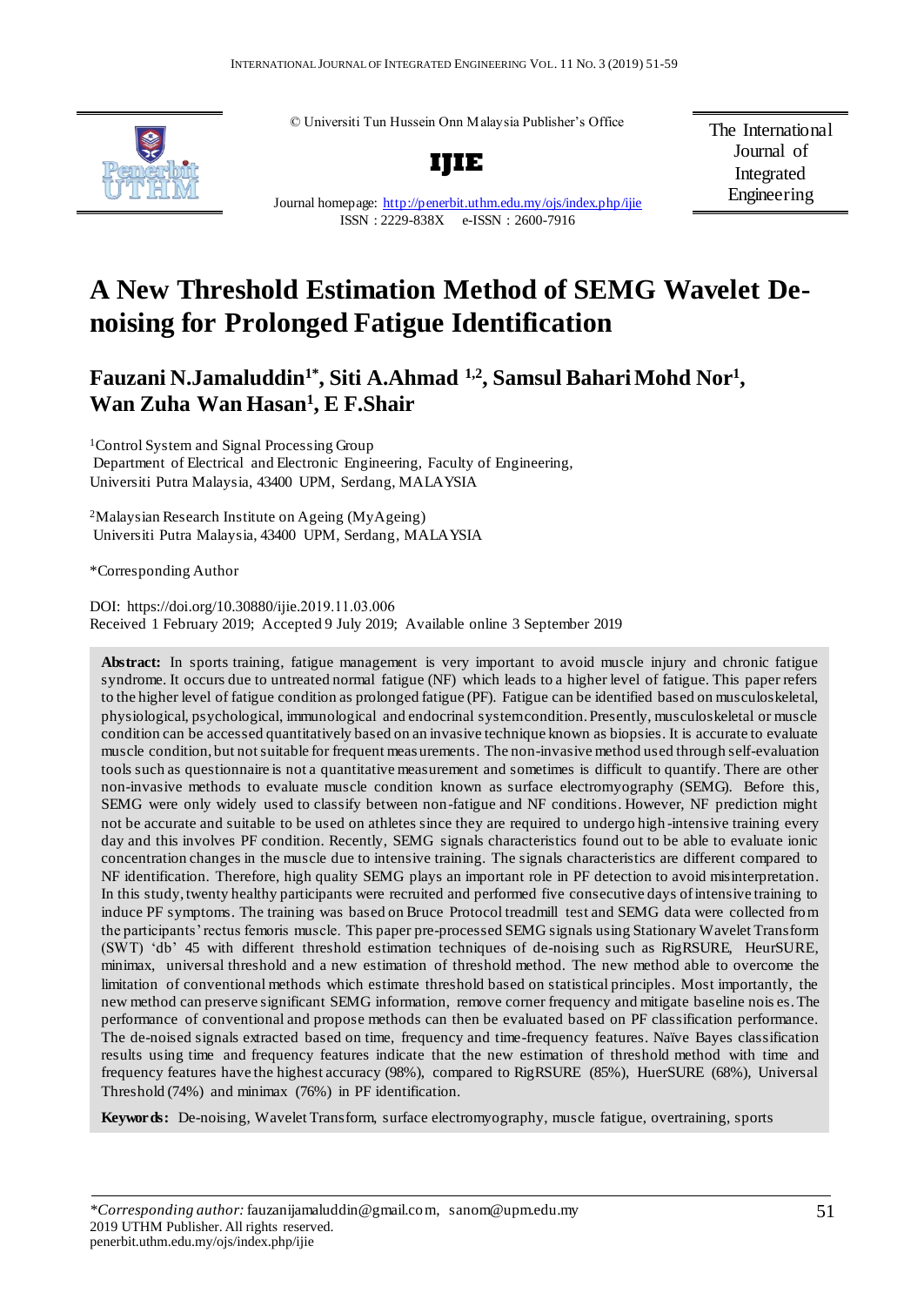© Universiti Tun Hussein Onn Malaysia Publisher's Office

**IJIE**

Journal homepage: http://penerbit.uthm.edu.my/ojs/index.php/ijie
ISSN : 2229-838X e-ISSN : 2600-7916

The International Journal of Integrated Engineering

# A New Threshold Estimation Method of SEMG Wavelet De-noising for Prolonged Fatigue Identification

**Fauzani N.Jamaluddin[1*], Siti A.Ahmad [1,2], Samsul Bahari Mohd Nor[1], Wan Zuha Wan Hasan[1], E F.Shair**

[1]Control System and Signal Processing Group
Department of Electrical and Electronic Engineering, Faculty of Engineering, Universiti Putra Malaysia, 43400 UPM, Serdang, MALAYSIA

[2]Malaysian Research Institute on Ageing (MyAgeing)
Universiti Putra Malaysia, 43400 UPM, Serdang, MALAYSIA

*Corresponding Author

DOI: https://doi.org/10.30880/ijie.2019.11.03.006
Received 1 February 2019; Accepted 9 July 2019; Available online 3 September 2019

**Abstract:** In sports training, fatigue management is very important to avoid muscle injury and chronic fatigue syndrome. It occurs due to untreated normal fatigue (NF) which leads to a higher level of fatigue. This paper refers to the higher level of fatigue condition as prolonged fatigue (PF). Fatigue can be identified based on musculoskeletal, physiological, psychological, immunological and endocrinal system condition. Presently, musculoskeletal or muscle condition can be accessed quantitatively based on an invasive technique known as biopsies. It is accurate to evaluate muscle condition, but not suitable for frequent measurements. The non-invasive method used through self-evaluation tools such as questionnaire is not a quantitative measurement and sometimes is difficult to quantify. There are other non-invasive methods to evaluate muscle condition known as surface electromyography (SEMG). Before this, SEMG were only widely used to classify between non-fatigue and NF conditions. However, NF prediction might not be accurate and suitable to be used on athletes since they are required to undergo high-intensive training every day and this involves PF condition. Recently, SEMG signals characteristics found out to be able to evaluate ionic concentration changes in the muscle due to intensive training. The signals characteristics are different compared to NF identification. Therefore, high quality SEMG plays an important role in PF detection to avoid misinterpretation. In this study, twenty healthy participants were recruited and performed five consecutive days of intensive training to induce PF symptoms. The training was based on Bruce Protocol treadmill test and SEMG data were collected from the participants' rectus femoris muscle. This paper pre-processed SEMG signals using Stationary Wavelet Transform (SWT) 'db' 45 with different threshold estimation techniques of de-noising such as RigRSURE, HeurSURE, minimax, universal threshold and a new estimation of threshold method. The new method able to overcome the limitation of conventional methods which estimate threshold based on statistical principles. Most importantly, the new method can preserve significant SEMG information, remove corner frequency and mitigate baseline noises. The performance of conventional and propose methods can then be evaluated based on PF classification performance. The de-noised signals extracted based on time, frequency and time-frequency features. Naïve Bayes classification results using time and frequency features indicate that the new estimation of threshold method with time and frequency features have the highest accuracy (98%), compared to RigRSURE (85%), HuerSURE (68%), Universal Threshold (74%) and minimax (76%) in PF identification.

**Keywords:** De-noising, Wavelet Transform, surface electromyography, muscle fatigue, overtraining, sports

*\*Corresponding author:* fauzanijamaluddin@gmail.com, sanom@upm.edu.my
2019 UTHM Publisher. All rights reserved.
penerbit.uthm.edu.my/ojs/index.php/ijie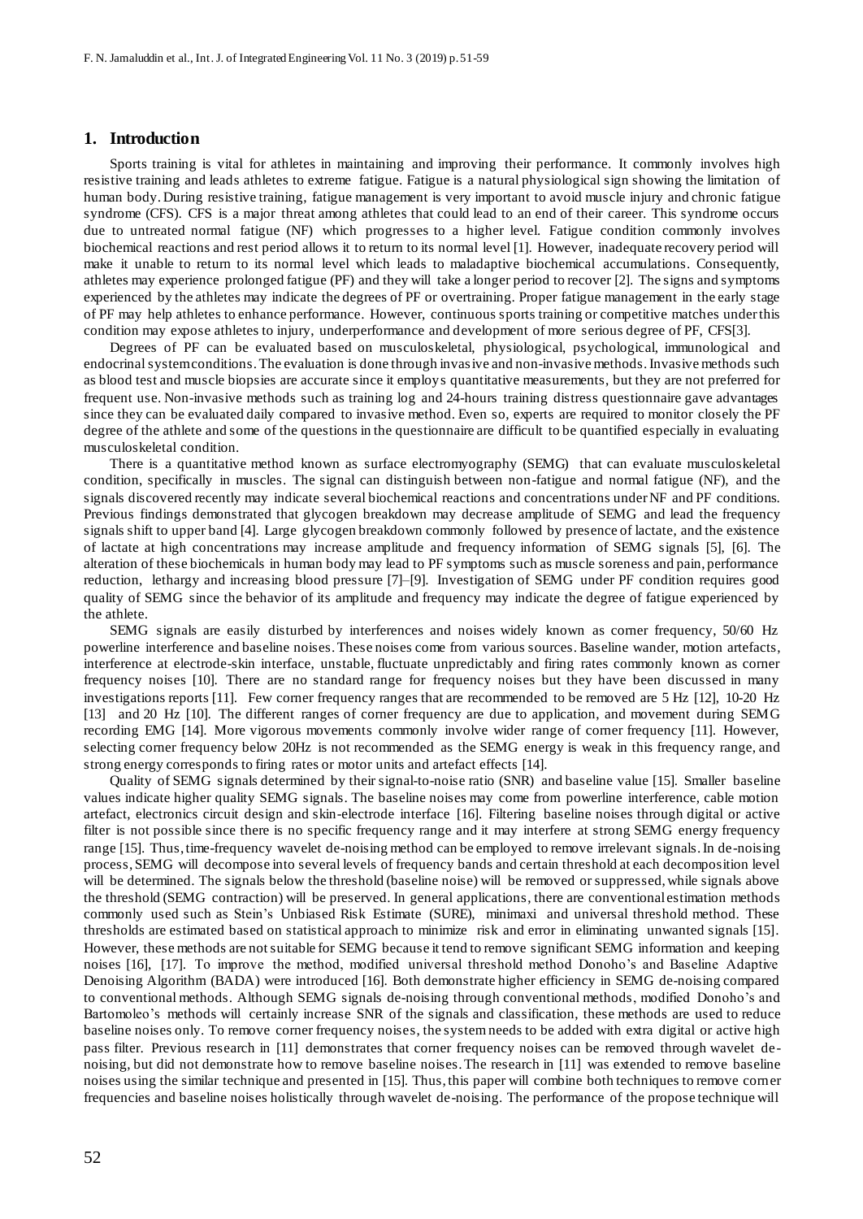## 1. Introduction

Sports training is vital for athletes in maintaining and improving their performance. It commonly involves high resistive training and leads athletes to extreme fatigue. Fatigue is a natural physiological sign showing the limitation of human body. During resistive training, fatigue management is very important to avoid muscle injury and chronic fatigue syndrome (CFS). CFS is a major threat among athletes that could lead to an end of their career. This syndrome occurs due to untreated normal fatigue (NF) which progresses to a higher level. Fatigue condition commonly involves biochemical reactions and rest period allows it to return to its normal level [1]. However, inadequate recovery period will make it unable to return to its normal level which leads to maladaptive biochemical accumulations. Consequently, athletes may experience prolonged fatigue (PF) and they will take a longer period to recover [2]. The signs and symptoms experienced by the athletes may indicate the degrees of PF or overtraining. Proper fatigue management in the early stage of PF may help athletes to enhance performance. However, continuous sports training or competitive matches under this condition may expose athletes to injury, underperformance and development of more serious degree of PF, CFS[3].

Degrees of PF can be evaluated based on musculoskeletal, physiological, psychological, immunological and endocrinal system conditions. The evaluation is done through invasive and non-invasive methods. Invasive methods such as blood test and muscle biopsies are accurate since it employs quantitative measurements, but they are not preferred for frequent use. Non-invasive methods such as training log and 24-hours training distress questionnaire gave advantages since they can be evaluated daily compared to invasive method. Even so, experts are required to monitor closely the PF degree of the athlete and some of the questions in the questionnaire are difficult to be quantified especially in evaluating musculoskeletal condition.

There is a quantitative method known as surface electromyography (SEMG) that can evaluate musculoskeletal condition, specifically in muscles. The signal can distinguish between non-fatigue and normal fatigue (NF), and the signals discovered recently may indicate several biochemical reactions and concentrations under NF and PF conditions. Previous findings demonstrated that glycogen breakdown may decrease amplitude of SEMG and lead the frequency signals shift to upper band [4]. Large glycogen breakdown commonly followed by presence of lactate, and the existence of lactate at high concentrations may increase amplitude and frequency information of SEMG signals [5], [6]. The alteration of these biochemicals in human body may lead to PF symptoms such as muscle soreness and pain, performance reduction, lethargy and increasing blood pressure [7]–[9]. Investigation of SEMG under PF condition requires good quality of SEMG since the behavior of its amplitude and frequency may indicate the degree of fatigue experienced by the athlete.

SEMG signals are easily disturbed by interferences and noises widely known as corner frequency, 50/60 Hz powerline interference and baseline noises. These noises come from various sources. Baseline wander, motion artefacts, interference at electrode-skin interface, unstable, fluctuate unpredictably and firing rates commonly known as corner frequency noises [10]. There are no standard range for frequency noises but they have been discussed in many investigations reports [11]. Few corner frequency ranges that are recommended to be removed are 5 Hz [12], 10-20 Hz [13] and 20 Hz [10]. The different ranges of corner frequency are due to application, and movement during SEMG recording EMG [14]. More vigorous movements commonly involve wider range of corner frequency [11]. However, selecting corner frequency below 20Hz is not recommended as the SEMG energy is weak in this frequency range, and strong energy corresponds to firing rates or motor units and artefact effects [14].

Quality of SEMG signals determined by their signal-to-noise ratio (SNR) and baseline value [15]. Smaller baseline values indicate higher quality SEMG signals. The baseline noises may come from powerline interference, cable motion artefact, electronics circuit design and skin-electrode interface [16]. Filtering baseline noises through digital or active filter is not possible since there is no specific frequency range and it may interfere at strong SEMG energy frequency range [15]. Thus, time-frequency wavelet de-noising method can be employed to remove irrelevant signals. In de-noising process, SEMG will decompose into several levels of frequency bands and certain threshold at each decomposition level will be determined. The signals below the threshold (baseline noise) will be removed or suppressed, while signals above the threshold (SEMG contraction) will be preserved. In general applications, there are conventional estimation methods commonly used such as Stein's Unbiased Risk Estimate (SURE), minimaxi and universal threshold method. These thresholds are estimated based on statistical approach to minimize risk and error in eliminating unwanted signals [15]. However, these methods are not suitable for SEMG because it tend to remove significant SEMG information and keeping noises [16], [17]. To improve the method, modified universal threshold method Donoho's and Baseline Adaptive Denoising Algorithm (BADA) were introduced [16]. Both demonstrate higher efficiency in SEMG de-noising compared to conventional methods. Although SEMG signals de-noising through conventional methods, modified Donoho's and Bartomoleo's methods will certainly increase SNR of the signals and classification, these methods are used to reduce baseline noises only. To remove corner frequency noises, the system needs to be added with extra digital or active high pass filter. Previous research in [11] demonstrates that corner frequency noises can be removed through wavelet de-noising, but did not demonstrate how to remove baseline noises. The research in [11] was extended to remove baseline noises using the similar technique and presented in [15]. Thus, this paper will combine both techniques to remove corner frequencies and baseline noises holistically through wavelet de-noising. The performance of the propose technique will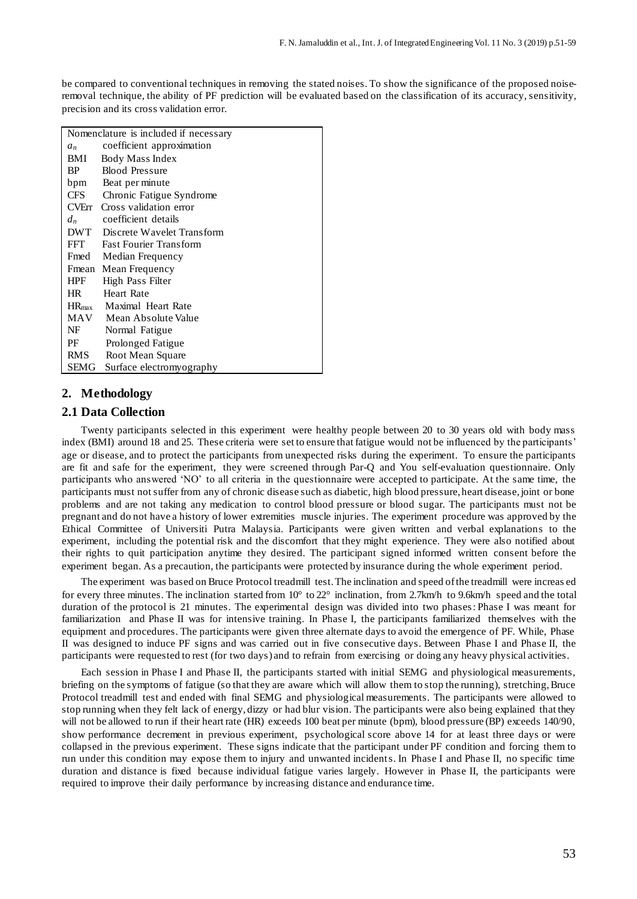be compared to conventional techniques in removing the stated noises. To show the significance of the proposed noise-removal technique, the ability of PF prediction will be evaluated based on the classification of its accuracy, sensitivity, precision and its cross validation error.

| Nomenclature is included if necessary | |
|---|---|
| $a_n$ | coefficient approximation |
| BMI | Body Mass Index |
| BP | Blood Pressure |
| bpm | Beat per minute |
| CFS | Chronic Fatigue Syndrome |
| CVErr | Cross validation error |
| $d_n$ | coefficient details |
| DWT | Discrete Wavelet Transform |
| FFT | Fast Fourier Transform |
| Fmed | Median Frequency |
| Fmean | Mean Frequency |
| HPF | High Pass Filter |
| HR | Heart Rate |
| $HR_{max}$ | Maximal Heart Rate |
| MAV | Mean Absolute Value |
| NF | Normal Fatigue |
| PF | Prolonged Fatigue |
| RMS | Root Mean Square |
| SEMG | Surface electromyography |

## 2. Methodology

### 2.1 Data Collection

Twenty participants selected in this experiment were healthy people between 20 to 30 years old with body mass index (BMI) around 18 and 25. These criteria were set to ensure that fatigue would not be influenced by the participants' age or disease, and to protect the participants from unexpected risks during the experiment. To ensure the participants are fit and safe for the experiment, they were screened through Par-Q and You self-evaluation questionnaire. Only participants who answered 'NO' to all criteria in the questionnaire were accepted to participate. At the same time, the participants must not suffer from any of chronic disease such as diabetic, high blood pressure, heart disease, joint or bone problems and are not taking any medication to control blood pressure or blood sugar. The participants must not be pregnant and do not have a history of lower extremities muscle injuries. The experiment procedure was approved by the Ethical Committee of Universiti Putra Malaysia. Participants were given written and verbal explanations to the experiment, including the potential risk and the discomfort that they might experience. They were also notified about their rights to quit participation anytime they desired. The participant signed informed written consent before the experiment began. As a precaution, the participants were protected by insurance during the whole experiment period.

The experiment was based on Bruce Protocol treadmill test. The inclination and speed of the treadmill were increased for every three minutes. The inclination started from 10° to 22° inclination, from 2.7km/h to 9.6km/h speed and the total duration of the protocol is 21 minutes. The experimental design was divided into two phases: Phase I was meant for familiarization and Phase II was for intensive training. In Phase I, the participants familiarized themselves with the equipment and procedures. The participants were given three alternate days to avoid the emergence of PF. While, Phase II was designed to induce PF signs and was carried out in five consecutive days. Between Phase I and Phase II, the participants were requested to rest (for two days) and to refrain from exercising or doing any heavy physical activities.

Each session in Phase I and Phase II, the participants started with initial SEMG and physiological measurements, briefing on the symptoms of fatigue (so that they are aware which will allow them to stop the running), stretching, Bruce Protocol treadmill test and ended with final SEMG and physiological measurements. The participants were allowed to stop running when they felt lack of energy, dizzy or had blur vision. The participants were also being explained that they will not be allowed to run if their heart rate (HR) exceeds 100 beat per minute (bpm), blood pressure (BP) exceeds 140/90, show performance decrement in previous experiment, psychological score above 14 for at least three days or were collapsed in the previous experiment. These signs indicate that the participant under PF condition and forcing them to run under this condition may expose them to injury and unwanted incidents. In Phase I and Phase II, no specific time duration and distance is fixed because individual fatigue varies largely. However in Phase II, the participants were required to improve their daily performance by increasing distance and endurance time.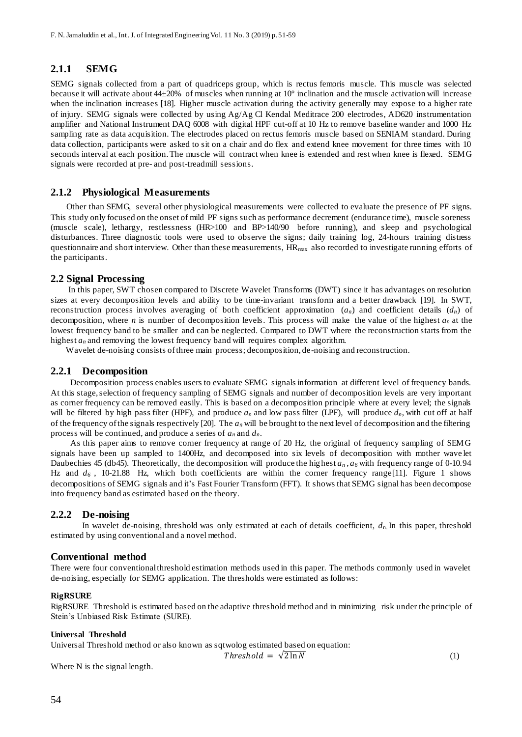### 2.1.1 SEMG

SEMG signals collected from a part of quadriceps group, which is rectus femoris muscle. This muscle was selected because it will activate about 44±20% of muscles when running at 10° inclination and the muscle activation will increase when the inclination increases [18]. Higher muscle activation during the activity generally may expose to a higher rate of injury. SEMG signals were collected by using Ag/Ag Cl Kendal Meditrace 200 electrodes, AD620 instrumentation amplifier and National Instrument DAQ 6008 with digital HPF cut-off at 10 Hz to remove baseline wander and 1000 Hz sampling rate as data acquisition. The electrodes placed on rectus femoris muscle based on SENIAM standard. During data collection, participants were asked to sit on a chair and do flex and extend knee movement for three times with 10 seconds interval at each position. The muscle will contract when knee is extended and rest when knee is flexed. SEMG signals were recorded at pre- and post-treadmill sessions.

### 2.1.2 Physiological Measurements

Other than SEMG, several other physiological measurements were collected to evaluate the presence of PF signs. This study only focused on the onset of mild PF signs such as performance decrement (endurance time), muscle soreness (muscle scale), lethargy, restlessness (HR>100 and BP>140/90 before running), and sleep and psychological disturbances. Three diagnostic tools were used to observe the signs; daily training log, 24-hours training distress questionnaire and short interview. Other than these measurements, $HR_{max}$ also recorded to investigate running efforts of the participants.

## 2.2 Signal Processing

In this paper, SWT chosen compared to Discrete Wavelet Transforms (DWT) since it has advantages on resolution sizes at every decomposition levels and ability to be time-invariant transform and a better drawback [19]. In SWT, reconstruction process involves averaging of both coefficient approximation ($a_n$) and coefficient details ($d_n$) of decomposition, where $n$ is number of decomposition levels. This process will make the value of the highest $a_n$ at the lowest frequency band to be smaller and can be neglected. Compared to DWT where the reconstruction starts from the highest $a_n$ and removing the lowest frequency band will requires complex algorithm.

Wavelet de-noising consists of three main process; decomposition, de-noising and reconstruction.

### 2.2.1 Decomposition

Decomposition process enables users to evaluate SEMG signals information at different level of frequency bands. At this stage, selection of frequency sampling of SEMG signals and number of decomposition levels are very important as corner frequency can be removed easily. This is based on a decomposition principle where at every level; the signals will be filtered by high pass filter (HPF), and produce $a_n$ and low pass filter (LPF), will produce $d_n$, with cut off at half of the frequency of the signals respectively [20]. The $a_n$ will be brought to the next level of decomposition and the filtering process will be continued, and produce a series of $a_n$ and $d_n$.

As this paper aims to remove corner frequency at range of 20 Hz, the original of frequency sampling of SEMG signals have been up sampled to 1400Hz, and decomposed into six levels of decomposition with mother wavelet Daubechies 45 (db45). Theoretically, the decomposition will produce the highest $a_n$, $a_6$ with frequency range of 0-10.94 Hz and $d_6$, 10-21.88 Hz, which both coefficients are within the corner frequency range[11]. Figure 1 shows decompositions of SEMG signals and it's Fast Fourier Transform (FFT). It shows that SEMG signal has been decompose into frequency band as estimated based on the theory.

### 2.2.2 De-noising

In wavelet de-noising, threshold was only estimated at each of details coefficient, $d_n$. In this paper, threshold estimated by using conventional and a novel method.

### Conventional method

There were four conventional threshold estimation methods used in this paper. The methods commonly used in wavelet de-noising, especially for SEMG application. The thresholds were estimated as follows:

**RigRSURE**

RigRSURE Threshold is estimated based on the adaptive threshold method and in minimizing risk under the principle of Stein's Unbiased Risk Estimate (SURE).

**Universal Threshold**

Universal Threshold method or also known as sqtwolog estimated based on equation:

$$Threshold = \sqrt{2\ln N} \tag{1}$$

Where N is the signal length.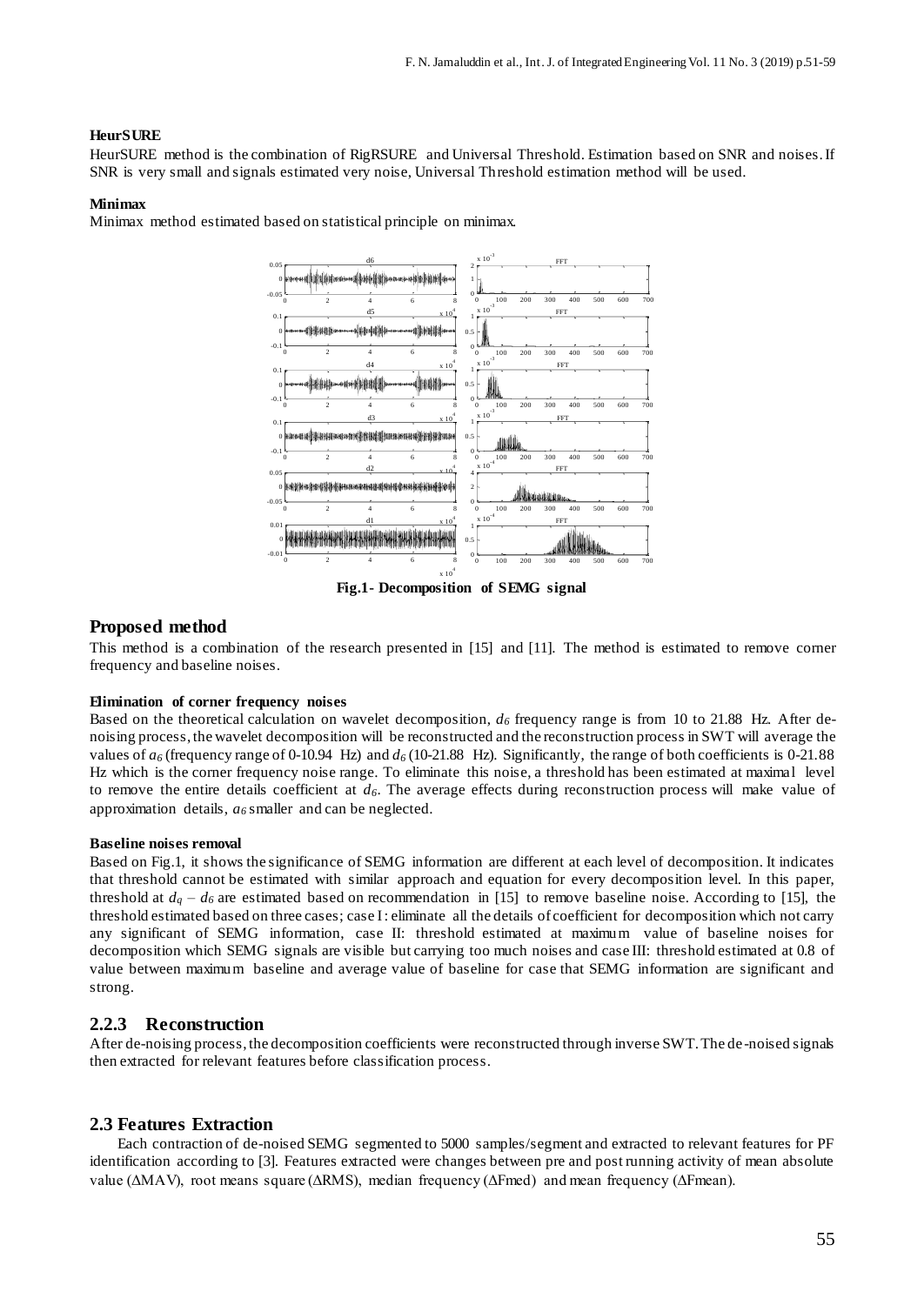#### HeurSURE

HeurSURE method is the combination of RigRSURE and Universal Threshold. Estimation based on SNR and noises. If SNR is very small and signals estimated very noise, Universal Threshold estimation method will be used.

#### Minimax

Minimax method estimated based on statistical principle on minimax.

**Fig.1- Decomposition of SEMG signal**

## Proposed method

This method is a combination of the research presented in [15] and [11]. The method is estimated to remove corner frequency and baseline noises.

#### Elimination of corner frequency noises

Based on the theoretical calculation on wavelet decomposition, $d_6$ frequency range is from 10 to 21.88 Hz. After de-noising process, the wavelet decomposition will be reconstructed and the reconstruction process in SWT will average the values of $a_6$ (frequency range of 0-10.94 Hz) and $d_6$ (10-21.88 Hz). Significantly, the range of both coefficients is 0-21.88 Hz which is the corner frequency noise range. To eliminate this noise, a threshold has been estimated at maximal level to remove the entire details coefficient at $d_6$. The average effects during reconstruction process will make value of approximation details, $a_6$ smaller and can be neglected.

#### Baseline noises removal

Based on Fig.1, it shows the significance of SEMG information are different at each level of decomposition. It indicates that threshold cannot be estimated with similar approach and equation for every decomposition level. In this paper, threshold at $d_q - d_6$ are estimated based on recommendation in [15] to remove baseline noise. According to [15], the threshold estimated based on three cases; case I: eliminate all the details of coefficient for decomposition which not carry any significant of SEMG information, case II: threshold estimated at maximum value of baseline noises for decomposition which SEMG signals are visible but carrying too much noises and case III: threshold estimated at 0.8 of value between maximum baseline and average value of baseline for case that SEMG information are significant and strong.

### 2.2.3 Reconstruction

After de-noising process, the decomposition coefficients were reconstructed through inverse SWT. The de-noised signals then extracted for relevant features before classification process.

## 2.3 Features Extraction

Each contraction of de-noised SEMG segmented to 5000 samples/segment and extracted to relevant features for PF identification according to [3]. Features extracted were changes between pre and post running activity of mean absolute value (ΔMAV), root means square (ΔRMS), median frequency (ΔFmed) and mean frequency (ΔFmean).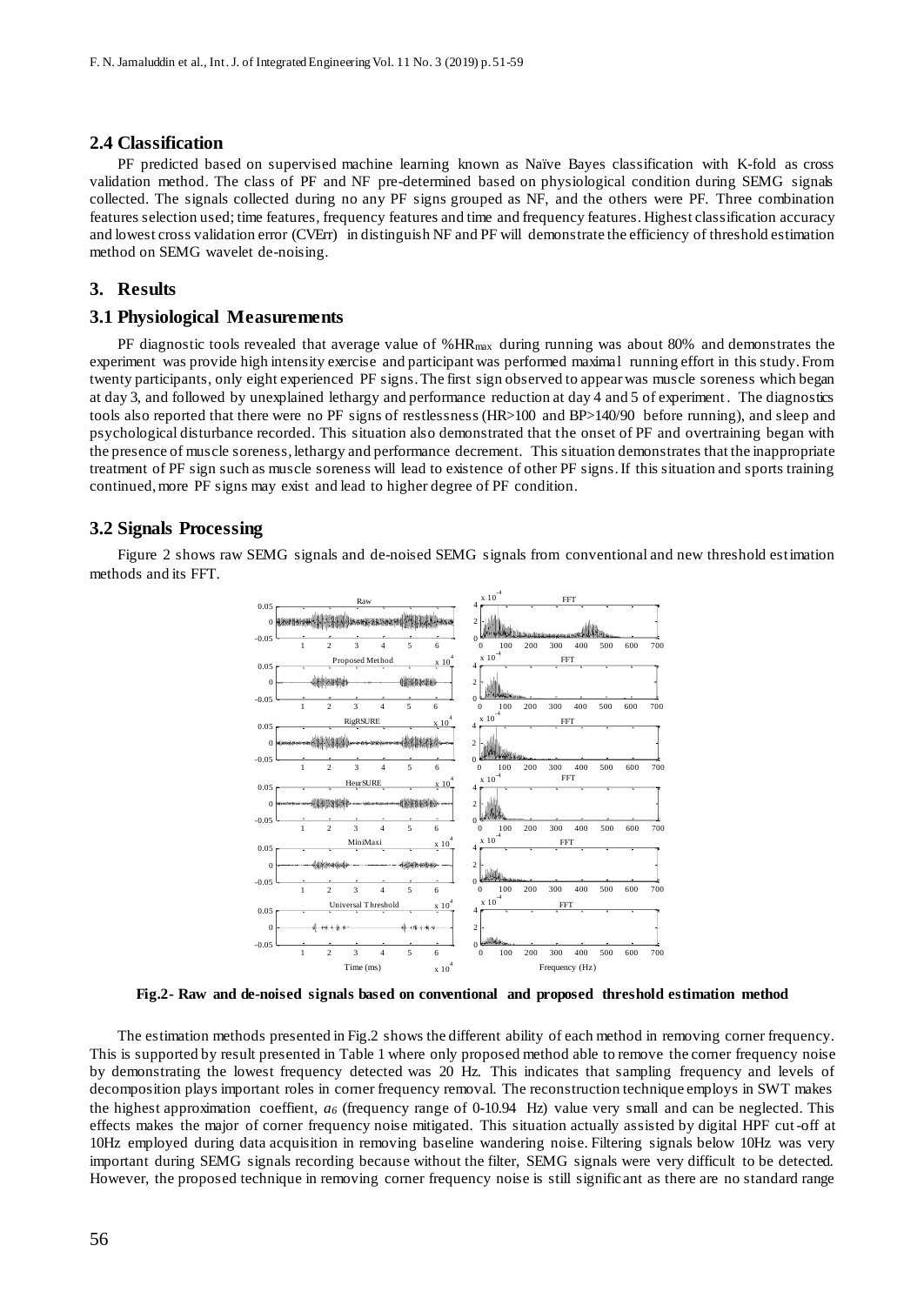### 2.4 Classification

PF predicted based on supervised machine learning known as Naïve Bayes classification with K-fold as cross validation method. The class of PF and NF pre-determined based on physiological condition during SEMG signals collected. The signals collected during no any PF signs grouped as NF, and the others were PF. Three combination features selection used; time features, frequency features and time and frequency features. Highest classification accuracy and lowest cross validation error (CVErr) in distinguish NF and PF will demonstrate the efficiency of threshold estimation method on SEMG wavelet de-noising.

## 3. Results

### 3.1 Physiological Measurements

PF diagnostic tools revealed that average value of $\%HR_{max}$ during running was about 80% and demonstrates the experiment was provide high intensity exercise and participant was performed maximal running effort in this study. From twenty participants, only eight experienced PF signs. The first sign observed to appear was muscle soreness which began at day 3, and followed by unexplained lethargy and performance reduction at day 4 and 5 of experiment. The diagnostics tools also reported that there were no PF signs of restlessness (HR>100 and BP>140/90 before running), and sleep and psychological disturbance recorded. This situation also demonstrated that the onset of PF and overtraining began with the presence of muscle soreness, lethargy and performance decrement. This situation demonstrates that the inappropriate treatment of PF sign such as muscle soreness will lead to existence of other PF signs. If this situation and sports training continued, more PF signs may exist and lead to higher degree of PF condition.

### 3.2 Signals Processing

Figure 2 shows raw SEMG signals and de-noised SEMG signals from conventional and new threshold estimation methods and its FFT.

**Fig.2- Raw and de-noised signals based on conventional and proposed threshold estimation method**

The estimation methods presented in Fig.2 shows the different ability of each method in removing corner frequency. This is supported by result presented in Table 1 where only proposed method able to remove the corner frequency noise by demonstrating the lowest frequency detected was 20 Hz. This indicates that sampling frequency and levels of decomposition plays important roles in corner frequency removal. The reconstruction technique employs in SWT makes the highest approximation coeffient, $a_6$ (frequency range of 0-10.94 Hz) value very small and can be neglected. This effects makes the major of corner frequency noise mitigated. This situation actually assisted by digital HPF cut-off at 10Hz employed during data acquisition in removing baseline wandering noise. Filtering signals below 10Hz was very important during SEMG signals recording because without the filter, SEMG signals were very difficult to be detected. However, the proposed technique in removing corner frequency noise is still significant as there are no standard range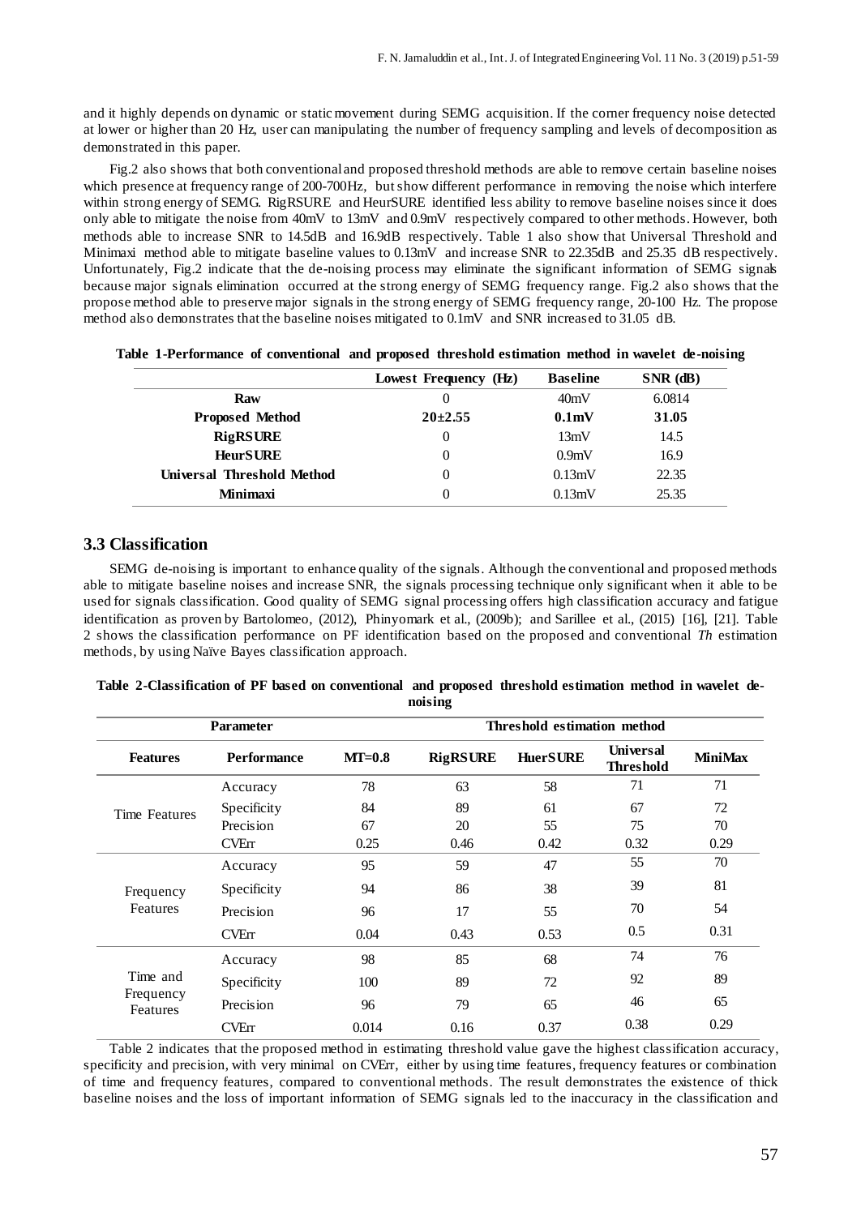and it highly depends on dynamic or static movement during SEMG acquisition. If the corner frequency noise detected at lower or higher than 20 Hz, user can manipulating the number of frequency sampling and levels of decomposition as demonstrated in this paper.

Fig.2 also shows that both conventional and proposed threshold methods are able to remove certain baseline noises which presence at frequency range of 200-700Hz, but show different performance in removing the noise which interfere within strong energy of SEMG. RigRSURE and HeurSURE identified less ability to remove baseline noises since it does only able to mitigate the noise from 40mV to 13mV and 0.9mV respectively compared to other methods. However, both methods able to increase SNR to 14.5dB and 16.9dB respectively. Table 1 also show that Universal Threshold and Minimaxi method able to mitigate baseline values to 0.13mV and increase SNR to 22.35dB and 25.35 dB respectively. Unfortunately, Fig.2 indicate that the de-noising process may eliminate the significant information of SEMG signals because major signals elimination occurred at the strong energy of SEMG frequency range. Fig.2 also shows that the propose method able to preserve major signals in the strong energy of SEMG frequency range, 20-100 Hz. The propose method also demonstrates that the baseline noises mitigated to 0.1mV and SNR increased to 31.05 dB.

**Table 1-Performance of conventional and proposed threshold estimation method in wavelet de-noising**

| | Lowest Frequency (Hz) | Baseline | SNR (dB) |
|---|---|---|---|
| **Raw** | 0 | 40mV | 6.0814 |
| **Proposed Method** | **20±2.55** | **0.1mV** | **31.05** |
| **RigRSURE** | 0 | 13mV | 14.5 |
| **HeurSURE** | 0 | 0.9mV | 16.9 |
| **Universal Threshold Method** | 0 | 0.13mV | 22.35 |
| **Minimaxi** | 0 | 0.13mV | 25.35 |

### 3.3 Classification

SEMG de-noising is important to enhance quality of the signals. Although the conventional and proposed methods able to mitigate baseline noises and increase SNR, the signals processing technique only significant when it able to be used for signals classification. Good quality of SEMG signal processing offers high classification accuracy and fatigue identification as proven by Bartolomeo, (2012), Phinyomark et al., (2009b); and Sarillee et al., (2015) [16], [21]. Table 2 shows the classification performance on PF identification based on the proposed and conventional *Th* estimation methods, by using Naïve Bayes classification approach.

**Table 2-Classification of PF based on conventional and proposed threshold estimation method in wavelet de-noising**

| Parameter | | Threshold estimation method | | | | |
|---|---|---|---|---|---|---|
| **Features** | **Performance** | **MT=0.8** | **RigRSURE** | **HuerSURE** | **Universal Threshold** | **MiniMax** |
| Time Features | Accuracy | 78 | 63 | 58 | 71 | 71 |
| | Specificity | 84 | 89 | 61 | 67 | 72 |
| | Precision | 67 | 20 | 55 | 75 | 70 |
| | CVErr | 0.25 | 0.46 | 0.42 | 0.32 | 0.29 |
| Frequency Features | Accuracy | 95 | 59 | 47 | 55 | 70 |
| | Specificity | 94 | 86 | 38 | 39 | 81 |
| | Precision | 96 | 17 | 55 | 70 | 54 |
| | CVErr | 0.04 | 0.43 | 0.53 | 0.5 | 0.31 |
| Time and Frequency Features | Accuracy | 98 | 85 | 68 | 74 | 76 |
| | Specificity | 100 | 89 | 72 | 92 | 89 |
| | Precision | 96 | 79 | 65 | 46 | 65 |
| | CVErr | 0.014 | 0.16 | 0.37 | 0.38 | 0.29 |

Table 2 indicates that the proposed method in estimating threshold value gave the highest classification accuracy, specificity and precision, with very minimal on CVErr, either by using time features, frequency features or combination of time and frequency features, compared to conventional methods. The result demonstrates the existence of thick baseline noises and the loss of important information of SEMG signals led to the inaccuracy in the classification and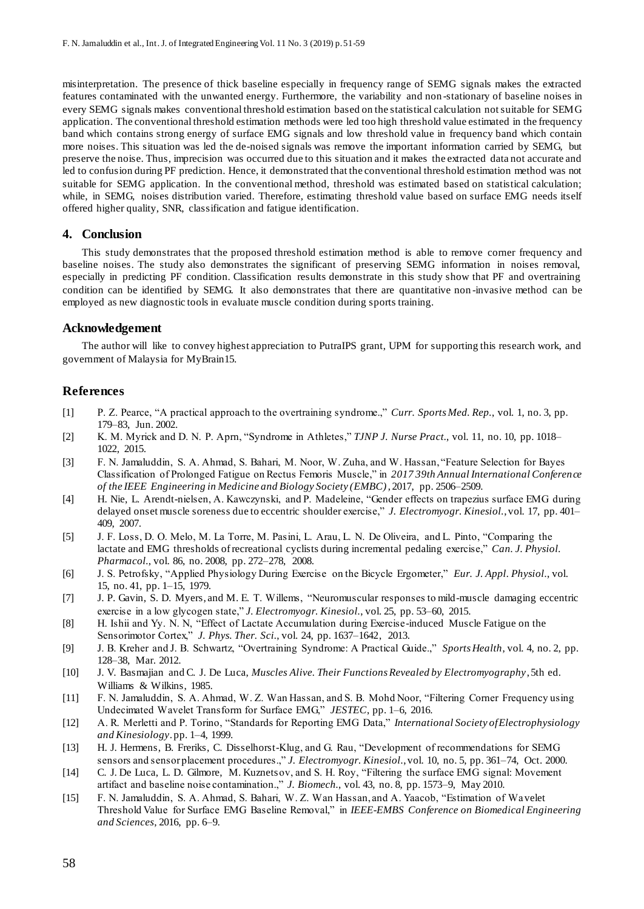misinterpretation. The presence of thick baseline especially in frequency range of SEMG signals makes the extracted features contaminated with the unwanted energy. Furthermore, the variability and non-stationary of baseline noises in every SEMG signals makes conventional threshold estimation based on the statistical calculation not suitable for SEMG application. The conventional threshold estimation methods were led too high threshold value estimated in the frequency band which contains strong energy of surface EMG signals and low threshold value in frequency band which contain more noises. This situation was led the de-noised signals was remove the important information carried by SEMG, but preserve the noise. Thus, imprecision was occurred due to this situation and it makes the extracted data not accurate and led to confusion during PF prediction. Hence, it demonstrated that the conventional threshold estimation method was not suitable for SEMG application. In the conventional method, threshold was estimated based on statistical calculation; while, in SEMG, noises distribution varied. Therefore, estimating threshold value based on surface EMG needs itself offered higher quality, SNR, classification and fatigue identification.

## 4. Conclusion

This study demonstrates that the proposed threshold estimation method is able to remove corner frequency and baseline noises. The study also demonstrates the significant of preserving SEMG information in noises removal, especially in predicting PF condition. Classification results demonstrate in this study show that PF and overtraining condition can be identified by SEMG. It also demonstrates that there are quantitative non-invasive method can be employed as new diagnostic tools in evaluate muscle condition during sports training.

## Acknowledgement

The author will like to convey highest appreciation to PutraIPS grant, UPM for supporting this research work, and government of Malaysia for MyBrain15.

## References

[1] P. Z. Pearce, "A practical approach to the overtraining syndrome.," *Curr. Sports Med. Rep.*, vol. 1, no. 3, pp. 179–83, Jun. 2002.

[2] K. M. Myrick and D. N. P. Aprn, "Syndrome in Athletes," *TJNP J. Nurse Pract.*, vol. 11, no. 10, pp. 1018–1022, 2015.

[3] F. N. Jamaluddin, S. A. Ahmad, S. Bahari, M. Noor, W. Zuha, and W. Hassan, "Feature Selection for Bayes Classification of Prolonged Fatigue on Rectus Femoris Muscle," in *2017 39th Annual International Conference of the IEEE Engineering in Medicine and Biology Society (EMBC)*, 2017, pp. 2506–2509.

[4] H. Nie, L. Arendt-nielsen, A. Kawczynski, and P. Madeleine, "Gender effects on trapezius surface EMG during delayed onset muscle soreness due to eccentric shoulder exercise," *J. Electromyogr. Kinesiol.*, vol. 17, pp. 401–409, 2007.

[5] J. F. Loss, D. O. Melo, M. La Torre, M. Pasini, L. Arau, L. N. De Oliveira, and L. Pinto, "Comparing the lactate and EMG thresholds of recreational cyclists during incremental pedaling exercise," *Can. J. Physiol. Pharmacol.*, vol. 86, no. 2008, pp. 272–278, 2008.

[6] J. S. Petrofsky, "Applied Physiology During Exercise on the Bicycle Ergometer," *Eur. J. Appl. Physiol.*, vol. 15, no. 41, pp. 1–15, 1979.

[7] J. P. Gavin, S. D. Myers, and M. E. T. Willems, "Neuromuscular responses to mild-muscle damaging eccentric exercise in a low glycogen state," *J. Electromyogr. Kinesiol.*, vol. 25, pp. 53–60, 2015.

[8] H. Ishii and Yy. N. N, "Effect of Lactate Accumulation during Exercise-induced Muscle Fatigue on the Sensorimotor Cortex," *J. Phys. Ther. Sci.*, vol. 24, pp. 1637–1642, 2013.

[9] J. B. Kreher and J. B. Schwartz, "Overtraining Syndrome: A Practical Guide.," *Sports Health*, vol. 4, no. 2, pp. 128–38, Mar. 2012.

[10] J. V. Basmajian and C. J. De Luca, *Muscles Alive. Their Functions Revealed by Electromyography*, 5th ed. Williams & Wilkins, 1985.

[11] F. N. Jamaluddin, S. A. Ahmad, W. Z. Wan Hassan, and S. B. Mohd Noor, "Filtering Corner Frequency using Undecimated Wavelet Transform for Surface EMG," *JESTEC*, pp. 1–6, 2016.

[12] A. R. Merletti and P. Torino, "Standards for Reporting EMG Data," *International Society of Electrophysiology and Kinesiology*. pp. 1–4, 1999.

[13] H. J. Hermens, B. Freriks, C. Disselhorst-Klug, and G. Rau, "Development of recommendations for SEMG sensors and sensor placement procedures.," *J. Electromyogr. Kinesiol.*, vol. 10, no. 5, pp. 361–74, Oct. 2000.

[14] C. J. De Luca, L. D. Gilmore, M. Kuznetsov, and S. H. Roy, "Filtering the surface EMG signal: Movement artifact and baseline noise contamination.," *J. Biomech.*, vol. 43, no. 8, pp. 1573–9, May 2010.

[15] F. N. Jamaluddin, S. A. Ahmad, S. Bahari, W. Z. Wan Hassan, and A. Yaacob, "Estimation of Wavelet Threshold Value for Surface EMG Baseline Removal," in *IEEE-EMBS Conference on Biomedical Engineering and Sciences*, 2016, pp. 6–9.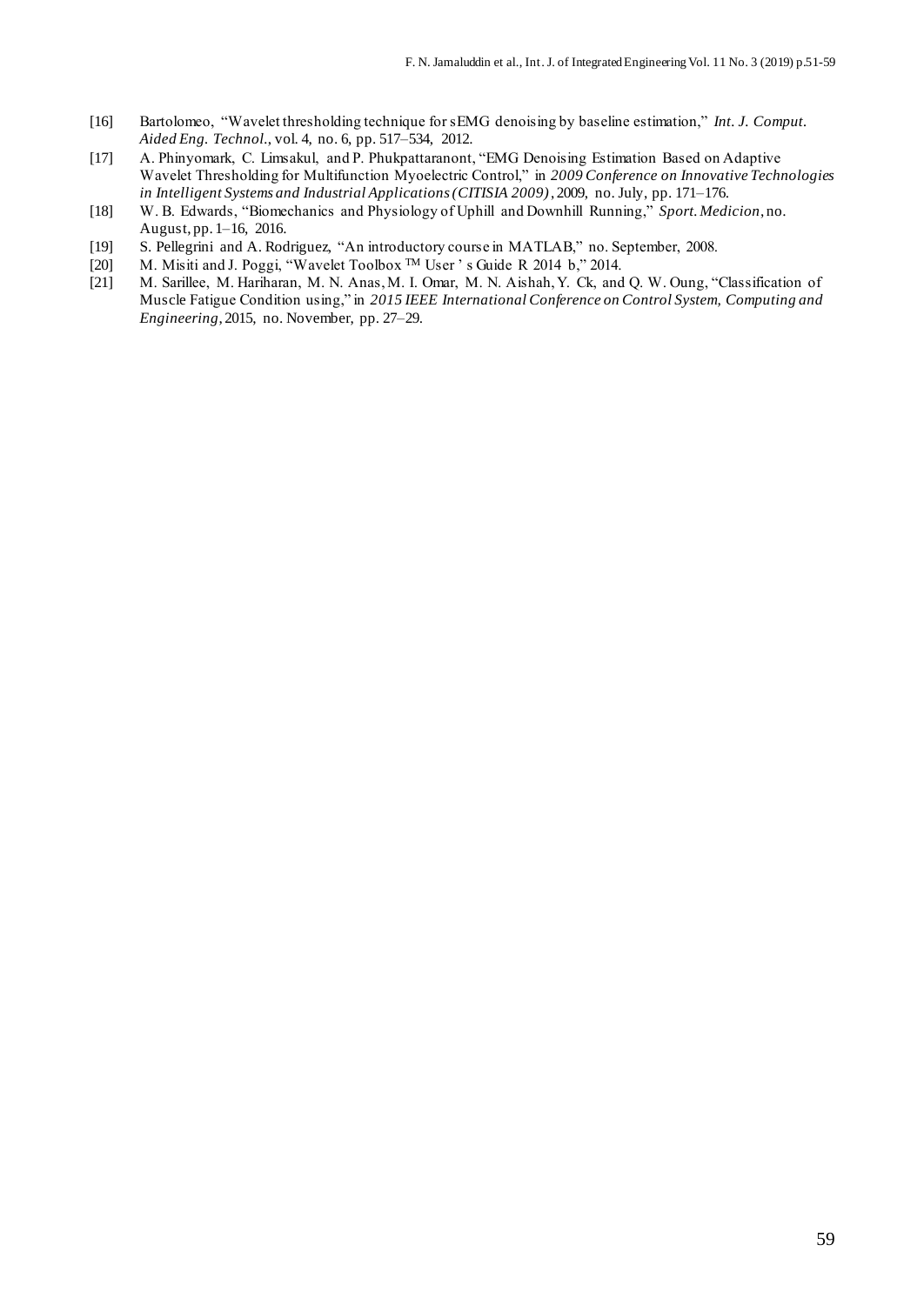[16] Bartolomeo, "Wavelet thresholding technique for sEMG denoising by baseline estimation," *Int. J. Comput. Aided Eng. Technol.*, vol. 4, no. 6, pp. 517–534, 2012.

[17] A. Phinyomark, C. Limsakul, and P. Phukpattaranont, "EMG Denoising Estimation Based on Adaptive Wavelet Thresholding for Multifunction Myoelectric Control," in *2009 Conference on Innovative Technologies in Intelligent Systems and Industrial Applications (CITISIA 2009)*, 2009, no. July, pp. 171–176.

[18] W. B. Edwards, "Biomechanics and Physiology of Uphill and Downhill Running," *Sport. Medicion*, no. August, pp. 1–16, 2016.

[19] S. Pellegrini and A. Rodriguez, "An introductory course in MATLAB," no. September, 2008.

[20] M. Misiti and J. Poggi, "Wavelet Toolbox TM User ' s Guide R 2014 b," 2014.

[21] M. Sarillee, M. Hariharan, M. N. Anas, M. I. Omar, M. N. Aishah, Y. Ck, and Q. W. Oung, "Classification of Muscle Fatigue Condition using," in *2015 IEEE International Conference on Control System, Computing and Engineering*, 2015, no. November, pp. 27–29.